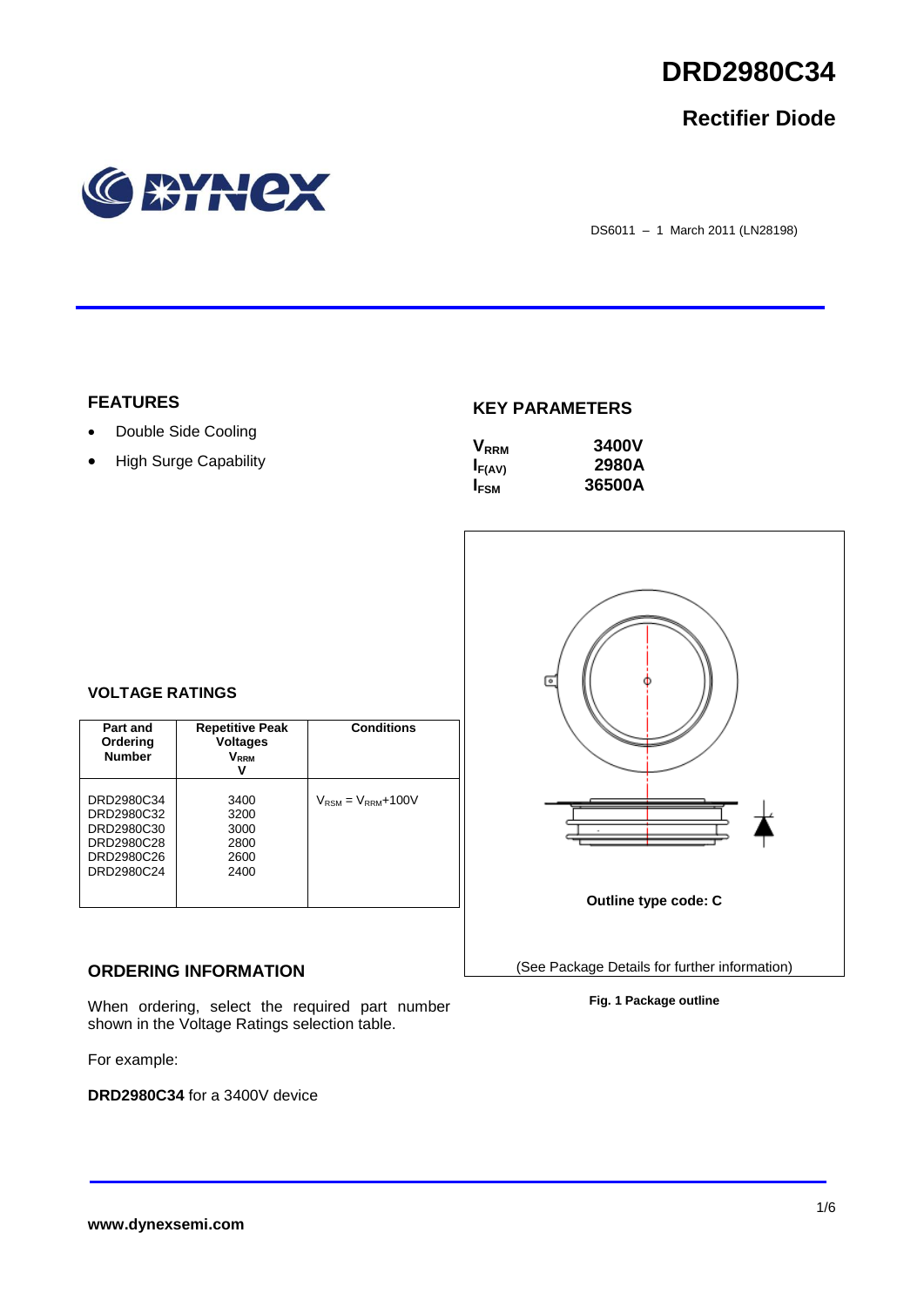# DRD2980C34

## Rectifier Diode

DS6011 – 1 March 2011 (LN28198)

### FEATURES

- Double Side Cooling
- High Surge Capability

### KEY PARAMETERS

| | |
|---|---|
| $V_{RRM}$ | 3400V |
| $I_{F(AV)}$ | 2980A |
| $I_{FSM}$ | 36500A |

### VOLTAGE RATINGS

| Part and Ordering Number | Repetitive Peak Voltages $V_{RRM}$ V | Conditions |
|---|---|---|
| DRD2980C34<br>DRD2980C32<br>DRD2980C30<br>DRD2980C28<br>DRD2980C26<br>DRD2980C24 | 3400<br>3200<br>3000<br>2800<br>2600<br>2400 | $V_{RSM} = V_{RRM}$+100V |

Outline type code: C

(See Package Details for further information)

**Fig. 1 Package outline**

### ORDERING INFORMATION

When ordering, select the required part number shown in the Voltage Ratings selection table.

For example:

**DRD2980C34** for a 3400V device

www.dynexsemi.com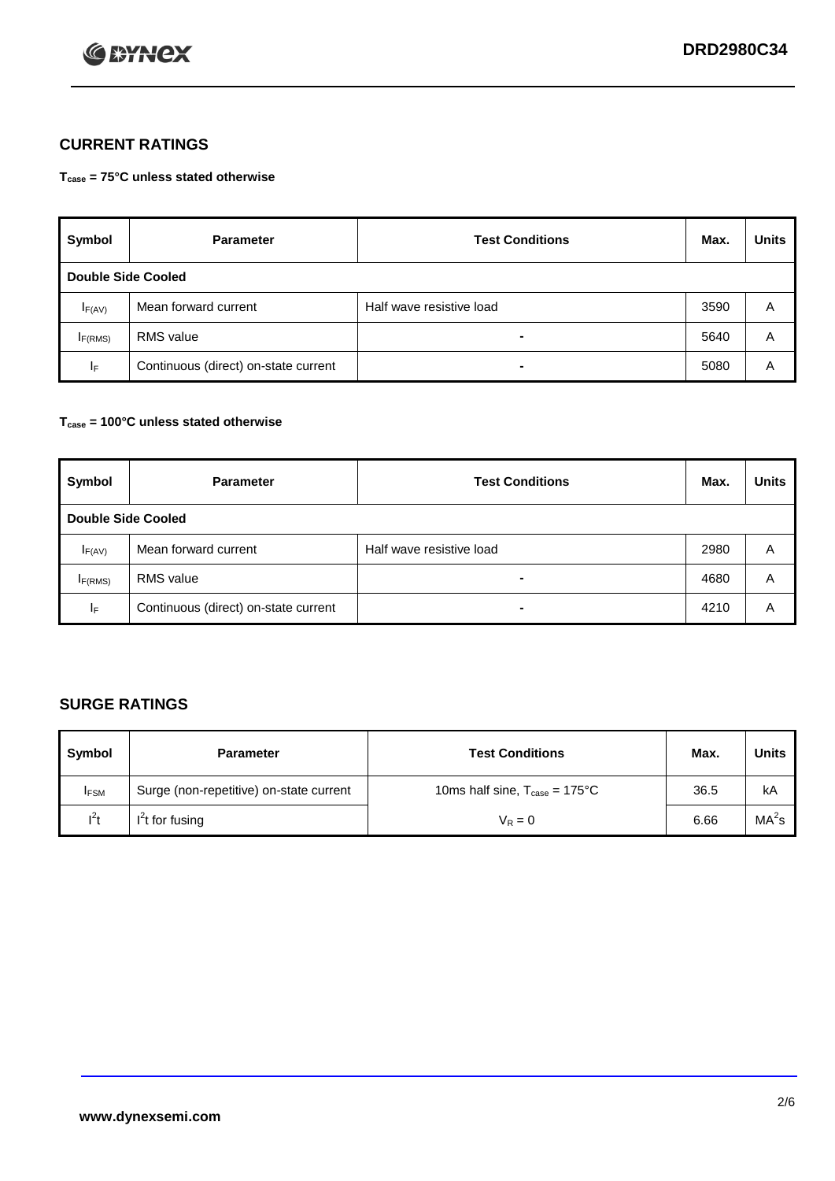## CURRENT RATINGS

**$T_{case}$ = 75°C unless stated otherwise**

| Symbol | Parameter | Test Conditions | Max. | Units |
|---|---|---|---|---|
| **Double Side Cooled** | | | | |
| $I_{F(AV)}$ | Mean forward current | Half wave resistive load | 3590 | A |
| $I_{F(RMS)}$ | RMS value | - | 5640 | A |
| $I_F$ | Continuous (direct) on-state current | - | 5080 | A |

**$T_{case}$ = 100°C unless stated otherwise**

| Symbol | Parameter | Test Conditions | Max. | Units |
|---|---|---|---|---|
| **Double Side Cooled** | | | | |
| $I_{F(AV)}$ | Mean forward current | Half wave resistive load | 2980 | A |
| $I_{F(RMS)}$ | RMS value | - | 4680 | A |
| $I_F$ | Continuous (direct) on-state current | - | 4210 | A |

## SURGE RATINGS

| Symbol | Parameter | Test Conditions | Max. | Units |
|---|---|---|---|---|
| $I_{FSM}$ | Surge (non-repetitive) on-state current | 10ms half sine, $T_{case}$ = 175°C | 36.5 | kA |
| $I^2t$ | $I^2t$ for fusing | $V_R = 0$ | 6.66 | $MA^2s$ |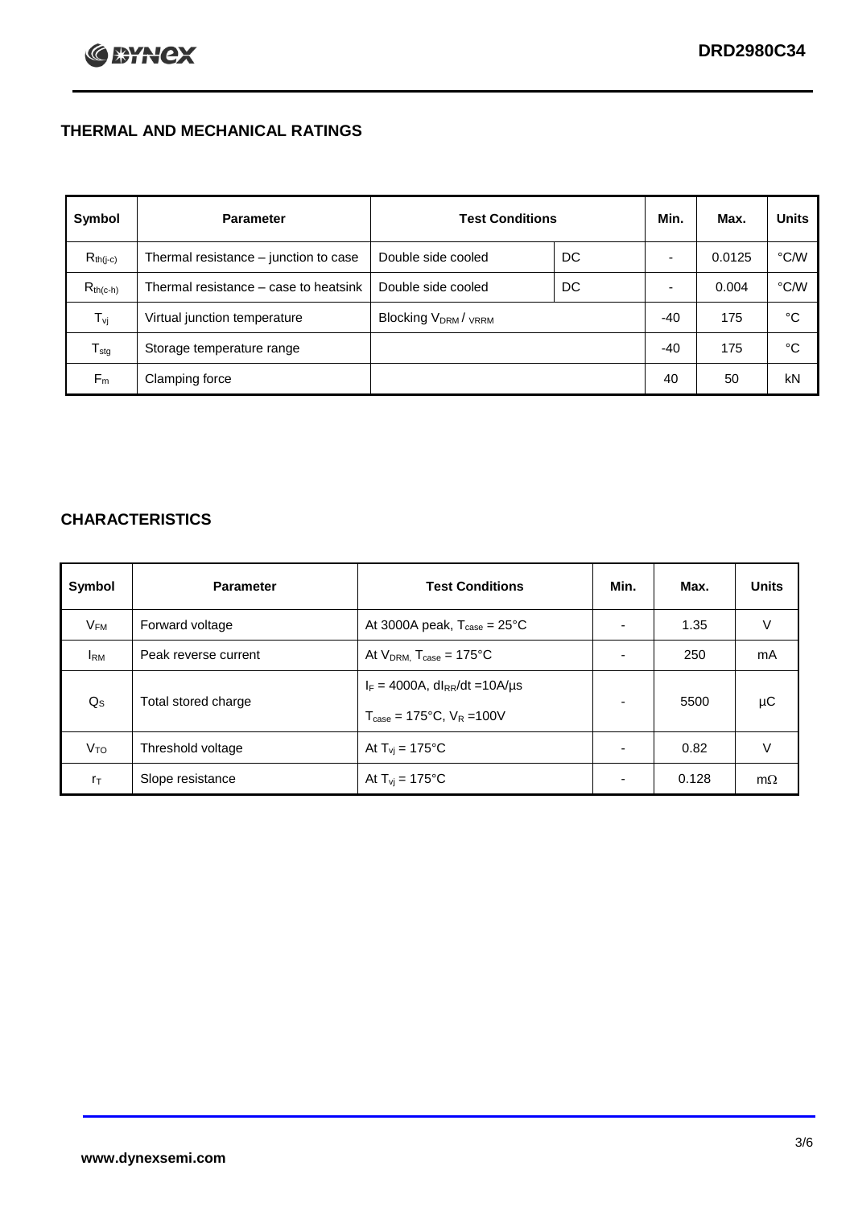## THERMAL AND MECHANICAL RATINGS

| Symbol | Parameter | Test Conditions | | Min. | Max. | Units |
|---|---|---|---|---|---|---|
| $R_{th(j-c)}$ | Thermal resistance – junction to case | Double side cooled | DC | - | 0.0125 | °C/W |
| $R_{th(c-h)}$ | Thermal resistance – case to heatsink | Double side cooled | DC | - | 0.004 | °C/W |
| $T_{vj}$ | Virtual junction temperature | Blocking $V_{DRM}$ / $V_{RRM}$ | | -40 | 175 | °C |
| $T_{stg}$ | Storage temperature range | | | -40 | 175 | °C |
| $F_m$ | Clamping force | | | 40 | 50 | kN |

## CHARACTERISTICS

| Symbol | Parameter | Test Conditions | Min. | Max. | Units |
|---|---|---|---|---|---|
| $V_{FM}$ | Forward voltage | At 3000A peak, $T_{case}$ = 25°C | - | 1.35 | V |
| $I_{RM}$ | Peak reverse current | At $V_{DRM}$, $T_{case}$ = 175°C | - | 250 | mA |
| $Q_S$ | Total stored charge | $I_F$ = 4000A, $dI_{RR}/dt$ =10A/µs<br>$T_{case}$ = 175°C, $V_R$ =100V | - | 5500 | µC |
| $V_{TO}$ | Threshold voltage | At $T_{vj}$ = 175°C | - | 0.82 | V |
| $r_T$ | Slope resistance | At $T_{vj}$ = 175°C | - | 0.128 | mΩ |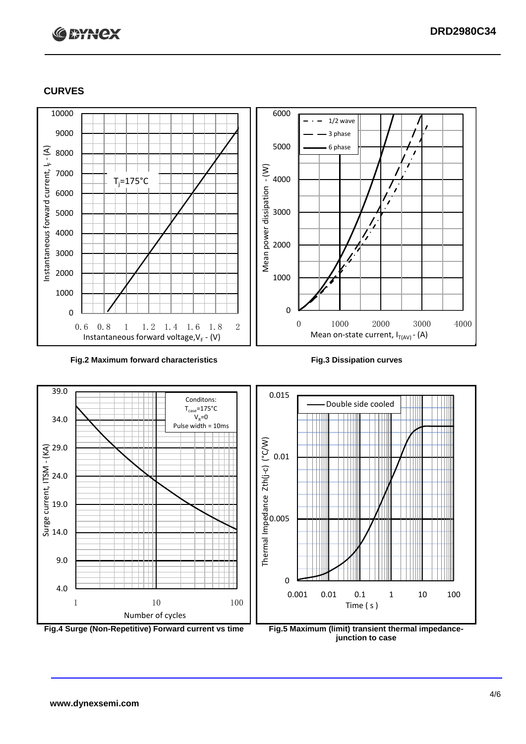## CURVES

Fig.2 Maximum forward characteristics

Fig.3 Dissipation curves

Fig.4 Surge (Non-Repetitive) Forward current vs time

Fig.5 Maximum (limit) transient thermal impedance-junction to case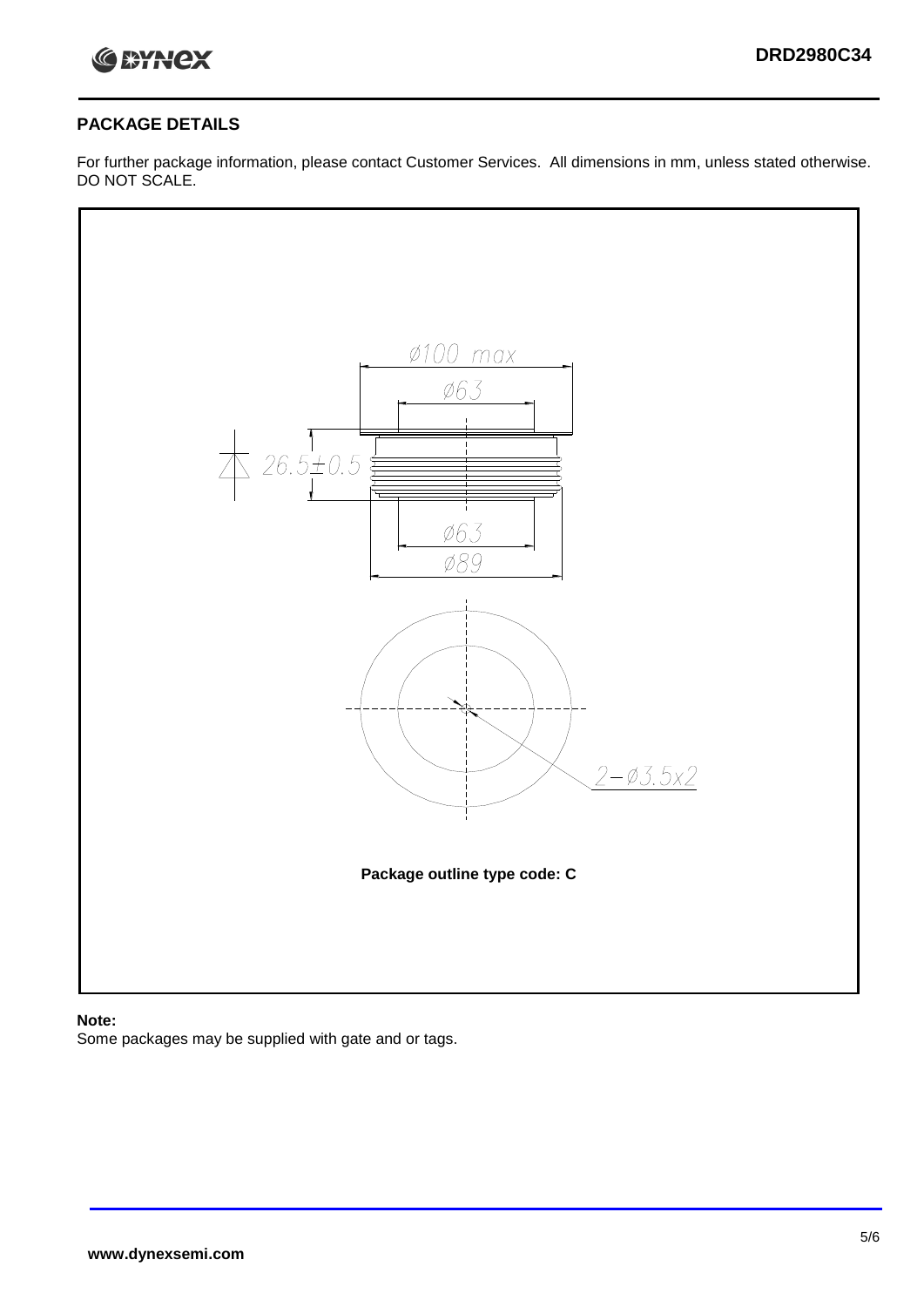## PACKAGE DETAILS

For further package information, please contact Customer Services. All dimensions in mm, unless stated otherwise. DO NOT SCALE.

Ø100 max

Ø63

26.5±0.5

Ø63

Ø89

2−Ø3.5x2

**Package outline type code: C**

**Note:**

Some packages may be supplied with gate and or tags.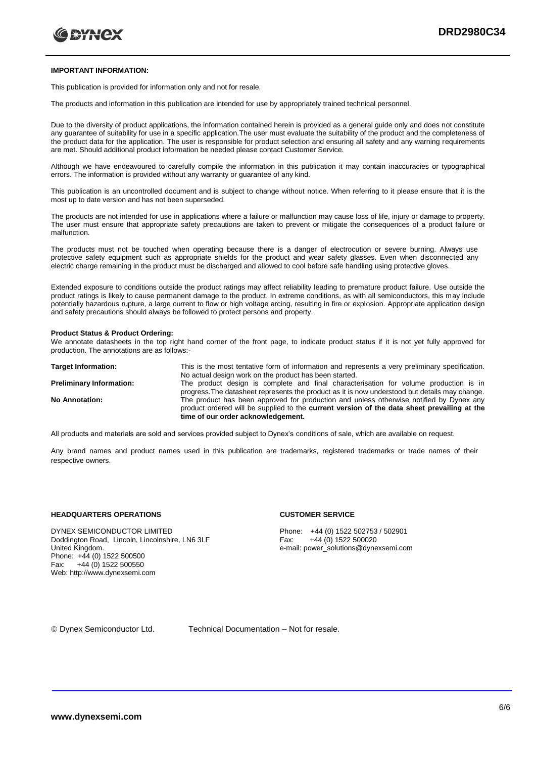**IMPORTANT INFORMATION:**

This publication is provided for information only and not for resale.

The products and information in this publication are intended for use by appropriately trained technical personnel.

Due to the diversity of product applications, the information contained herein is provided as a general guide only and does not constitute any guarantee of suitability for use in a specific application.The user must evaluate the suitability of the product and the completeness of the product data for the application. The user is responsible for product selection and ensuring all safety and any warning requirements are met. Should additional product information be needed please contact Customer Service.

Although we have endeavoured to carefully compile the information in this publication it may contain inaccuracies or typographical errors. The information is provided without any warranty or guarantee of any kind.

This publication is an uncontrolled document and is subject to change without notice. When referring to it please ensure that it is the most up to date version and has not been superseded.

The products are not intended for use in applications where a failure or malfunction may cause loss of life, injury or damage to property. The user must ensure that appropriate safety precautions are taken to prevent or mitigate the consequences of a product failure or malfunction.

The products must not be touched when operating because there is a danger of electrocution or severe burning. Always use protective safety equipment such as appropriate shields for the product and wear safety glasses. Even when disconnected any electric charge remaining in the product must be discharged and allowed to cool before safe handling using protective gloves.

Extended exposure to conditions outside the product ratings may affect reliability leading to premature product failure. Use outside the product ratings is likely to cause permanent damage to the product. In extreme conditions, as with all semiconductors, this may include potentially hazardous rupture, a large current to flow or high voltage arcing, resulting in fire or explosion. Appropriate application design and safety precautions should always be followed to protect persons and property.

**Product Status & Product Ordering:**

We annotate datasheets in the top right hand corner of the front page, to indicate product status if it is not yet fully approved for production. The annotations are as follows:-

| | |
|---|---|
| **Target Information:** | This is the most tentative form of information and represents a very preliminary specification. No actual design work on the product has been started. |
| **Preliminary Information:** | The product design is complete and final characterisation for volume production is in progress.The datasheet represents the product as it is now understood but details may change. |
| **No Annotation:** | The product has been approved for production and unless otherwise notified by Dynex any product ordered will be supplied to the **current version of the data sheet prevailing at the time of our order acknowledgement.** |

All products and materials are sold and services provided subject to Dynex's conditions of sale, which are available on request.

Any brand names and product names used in this publication are trademarks, registered trademarks or trade names of their respective owners.

**HEADQUARTERS OPERATIONS**

DYNEX SEMICONDUCTOR LIMITED
Doddington Road, Lincoln, Lincolnshire, LN6 3LF
United Kingdom.
Phone: +44 (0) 1522 500500
Fax: +44 (0) 1522 500550
Web: http://www.dynexsemi.com

**CUSTOMER SERVICE**

Phone: +44 (0) 1522 502753 / 502901
Fax: +44 (0) 1522 500020
e-mail: power_solutions@dynexsemi.com

© Dynex Semiconductor Ltd. Technical Documentation – Not for resale.